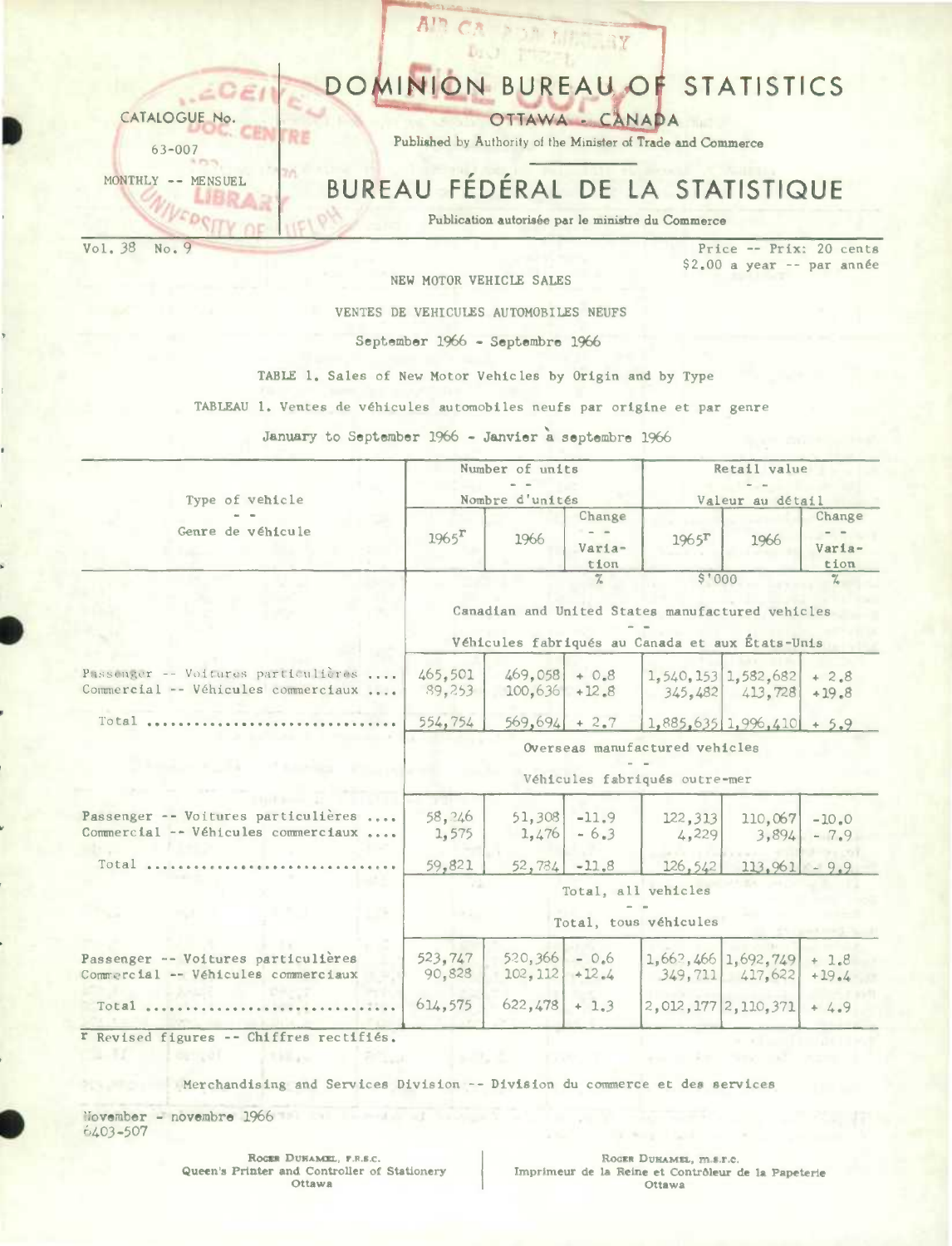CATALOGUE No. 63-007

MONTHLY -- MENSUEL

# DOMINION BUREAU OF STATISTICS

OTTAWA - CANADA

Published by Authority of the Minister of Trade and Commerce

# BUREAU FÉDÉRAL DE LA STATISTIQUE

Publication autorisée par le ministre du Commerce

Vol. 38 No. 9

Price -- Prix: 20 cents
$2.00 a year -- par année

## NEW MOTOR VEHICLE SALES

## VENTES DE VEHICULES AUTOMOBILES NEUFS

September 1966 - Septembre 1966

TABLE 1. Sales of New Motor Vehicles by Origin and by Type

TABLEAU 1. Ventes de véhicules automobiles neufs par origine et par genre

January to September 1966 - Janvier à septembre 1966

| Type of vehicle -- Genre de véhicule | Number of units -- Nombre d'unités | | | Retail value -- Valeur au détail | | |
|---|---|---|---|---|---|---|
| | 1965r | 1966 | Change -- Variation | 1965r | 1966 | Change -- Variation |
| | | | % | $'000 | | % |
| **Canadian and United States manufactured vehicles -- Véhicules fabriqués au Canada et aux États-Unis** | | | | | | |
| Passenger -- Voitures particulières .... | 465,501 | 469,058 | + 0.8 | 1,540,153 | 1,582,682 | + 2.8 |
| Commercial -- Véhicules commerciaux .... | 89,253 | 100,636 | +12.8 | 345,482 | 413,728 | +19.8 |
| Total .... | 554,754 | 569,694 | + 2.7 | 1,885,635 | 1,996,410 | + 5.9 |
| **Overseas manufactured vehicles -- Véhicules fabriqués outre-mer** | | | | | | |
| Passenger -- Voitures particulières .... | 58,246 | 51,308 | -11.9 | 122,313 | 110,067 | -10.0 |
| Commercial -- Véhicules commerciaux .... | 1,575 | 1,476 | - 6.3 | 4,229 | 3,894 | - 7.9 |
| Total .... | 59,821 | 52,784 | -11.8 | 126,542 | 113,961 | - 9.9 |
| **Total, all vehicles -- Total, tous véhicules** | | | | | | |
| Passenger -- Voitures particulières | 523,747 | 520,366 | - 0.6 | 1,662,466 | 1,692,749 | + 1.8 |
| Commercial -- Véhicules commerciaux | 90,828 | 102,112 | +12.4 | 349,711 | 417,622 | +19.4 |
| Total .... | 614,575 | 622,478 | + 1.3 | 2,012,177 | 2,110,371 | + 4.9 |

r Revised figures -- Chiffres rectifiés.

Merchandising and Services Division -- Division du commerce et des services

November - novembre 1966
6403-507

ROGER DUHAMEL, F.R.S.C.
Queen's Printer and Controller of Stationery
Ottawa

ROGER DUHAMEL, m.s.r.c.
Imprimeur de la Reine et Contrôleur de la Papeterie
Ottawa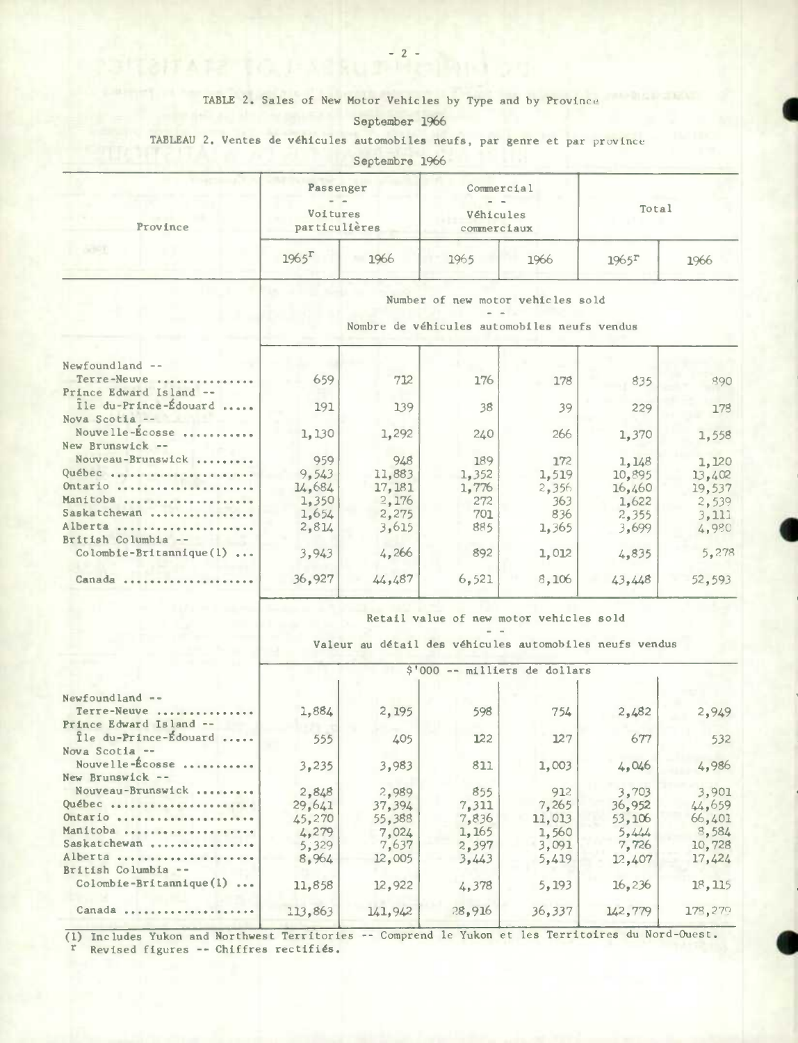TABLE 2. Sales of New Motor Vehicles by Type and by Province

September 1966

TABLEAU 2. Ventes de véhicules automobiles neufs, par genre et par province

Septembre 1966

| Province | Passenger -- Voitures particulières | | Commercial -- Véhicules commerciaux | | Total | |
|---|---|---|---|---|---|---|
| | 1965[r] | 1966 | 1965 | 1966 | 1965[r] | 1966 |
| | **Number of new motor vehicles sold -- Nombre de véhicules automobiles neufs vendus** | | | | | |
| Newfoundland -- Terre-Neuve | 659 | 712 | 176 | 178 | 835 | 890 |
| Prince Edward Island -- Île du-Prince-Édouard | 191 | 139 | 38 | 39 | 229 | 178 |
| Nova Scotia -- Nouvelle-Écosse | 1,130 | 1,292 | 240 | 266 | 1,370 | 1,558 |
| New Brunswick -- Nouveau-Brunswick | 959 | 948 | 189 | 172 | 1,148 | 1,120 |
| Québec | 9,543 | 11,883 | 1,352 | 1,519 | 10,895 | 13,402 |
| Ontario | 14,684 | 17,181 | 1,776 | 2,356 | 16,460 | 19,537 |
| Manitoba | 1,350 | 2,176 | 272 | 363 | 1,622 | 2,539 |
| Saskatchewan | 1,654 | 2,275 | 701 | 836 | 2,355 | 3,111 |
| Alberta | 2,814 | 3,615 | 885 | 1,365 | 3,699 | 4,980 |
| British Columbia -- Colombie-Britannique(1) | 3,943 | 4,266 | 892 | 1,012 | 4,835 | 5,278 |
| Canada | 36,927 | 44,487 | 6,521 | 8,106 | 43,448 | 52,593 |
| | **Retail value of new motor vehicles sold -- Valeur au détail des véhicules automobiles neufs vendus** | | | | | |
| | $'000 -- milliers de dollars | | | | | |
| Newfoundland -- Terre-Neuve | 1,884 | 2,195 | 598 | 754 | 2,482 | 2,949 |
| Prince Edward Island -- Île du-Prince-Édouard | 555 | 405 | 122 | 127 | 677 | 532 |
| Nova Scotia -- Nouvelle-Écosse | 3,235 | 3,983 | 811 | 1,003 | 4,046 | 4,986 |
| New Brunswick -- Nouveau-Brunswick | 2,848 | 2,989 | 855 | 912 | 3,703 | 3,901 |
| Québec | 29,641 | 37,394 | 7,311 | 7,265 | 36,952 | 44,659 |
| Ontario | 45,270 | 55,388 | 7,836 | 11,013 | 53,106 | 66,401 |
| Manitoba | 4,279 | 7,024 | 1,165 | 1,560 | 5,444 | 8,584 |
| Saskatchewan | 5,329 | 7,637 | 2,397 | 3,091 | 7,726 | 10,728 |
| Alberta | 8,964 | 12,005 | 3,443 | 5,419 | 12,407 | 17,424 |
| British Columbia -- Colombie-Britannique(1) | 11,858 | 12,922 | 4,378 | 5,193 | 16,236 | 18,115 |
| Canada | 113,863 | 141,942 | 28,916 | 36,337 | 142,779 | 178,279 |

(1) Includes Yukon and Northwest Territories -- Comprend le Yukon et les Territoires du Nord-Ouest.

r Revised figures -- Chiffres rectifiés.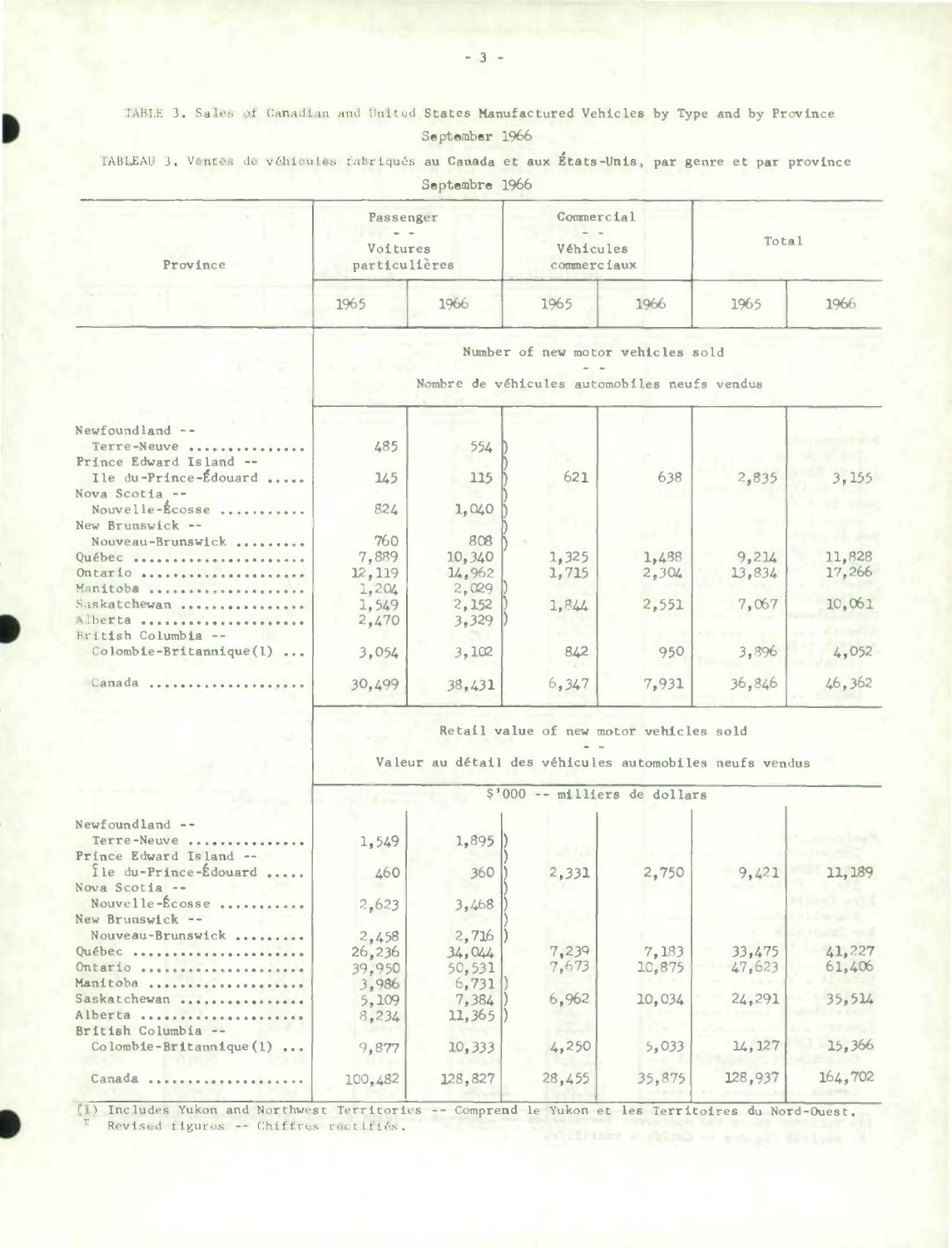TABLE 3. Sales of Canadian and United States Manufactured Vehicles by Type and by Province
September 1966

TABLEAU 3. Ventes de véhicules fabriqués au Canada et aux États-Unis, par genre et par province
Septembre 1966

| Province | Passenger -- Voitures particulières | | Commercial -- Véhicules commerciaux | | Total | |
|---|---|---|---|---|---|---|
| | 1965 | 1966 | 1965 | 1966 | 1965 | 1966 |
| | Number of new motor vehicles sold -- Nombre de véhicules automobiles neufs vendus | | | | | |
| Newfoundland -- Terre-Neuve | 485 | 554 | 621 | 638 | 2,835 | 3,155 |
| Prince Edward Island -- Ile du-Prince-Édouard | 145 | 115 | | | | |
| Nova Scotia -- Nouvelle-Écosse | 824 | 1,040 | | | | |
| New Brunswick -- Nouveau-Brunswick | 760 | 808 | | | | |
| Québec | 7,889 | 10,340 | 1,325 | 1,488 | 9,214 | 11,828 |
| Ontario | 12,119 | 14,962 | 1,715 | 2,304 | 13,834 | 17,266 |
| Manitoba | 1,204 | 2,029 | 1,844 | 2,551 | 7,067 | 10,061 |
| Saskatchewan | 1,549 | 2,152 | | | | |
| Alberta | 2,470 | 3,329 | | | | |
| British Columbia -- Colombie-Britannique(1) | 3,054 | 3,102 | 842 | 950 | 3,896 | 4,052 |
| Canada | 30,499 | 38,431 | 6,347 | 7,931 | 36,846 | 46,362 |
| | Retail value of new motor vehicles sold -- Valeur au détail des véhicules automobiles neufs vendus | | | | | |
| | $'000 -- milliers de dollars | | | | | |
| Newfoundland -- Terre-Neuve | 1,549 | 1,895 | 2,331 | 2,750 | 9,421 | 11,189 |
| Prince Edward Island -- Île du-Prince-Édouard | 460 | 360 | | | | |
| Nova Scotia -- Nouvelle-Écosse | 2,623 | 3,468 | | | | |
| New Brunswick -- Nouveau-Brunswick | 2,458 | 2,716 | | | | |
| Québec | 26,236 | 34,044 | 7,239 | 7,183 | 33,475 | 41,227 |
| Ontario | 39,950 | 50,531 | 7,673 | 10,875 | 47,623 | 61,406 |
| Manitoba | 3,986 | 6,731 | 6,962 | 10,034 | 24,291 | 35,514 |
| Saskatchewan | 5,109 | 7,384 | | | | |
| Alberta | 8,234 | 11,365 | | | | |
| British Columbia -- Colombie-Britannique(1) | 9,877 | 10,333 | 4,250 | 5,033 | 14,127 | 15,366 |
| Canada | 100,482 | 128,827 | 28,455 | 35,875 | 128,937 | 164,702 |

(1) Includes Yukon and Northwest Territories -- Comprend le Yukon et les Territoires du Nord-Ouest.
r Revised figures -- Chiffres rectifiés.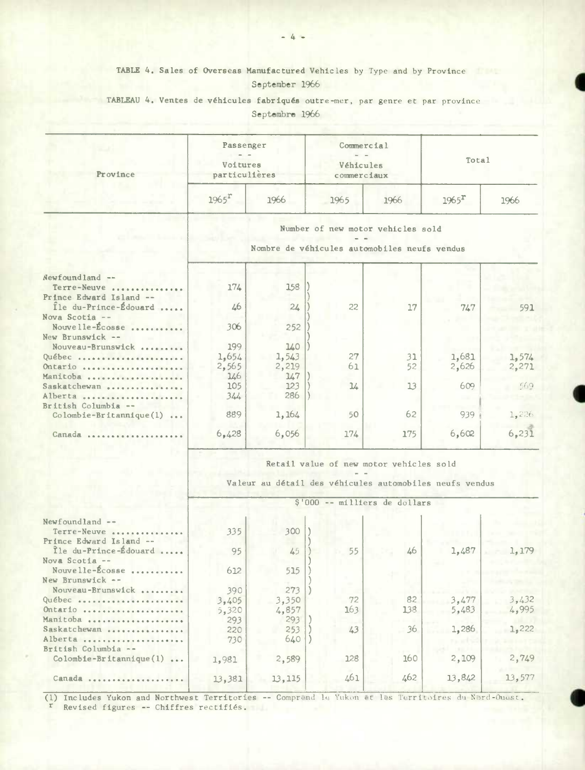TABLE 4. Sales of Overseas Manufactured Vehicles by Type and by Province
September 1966

TABLEAU 4. Ventes de véhicules fabriqués outre-mer, par genre et par province
Septembre 1966

| Province | Passenger -- Voitures particulières | | Commercial -- Véhicules commerciaux | | Total | |
|---|---|---|---|---|---|---|
| | 1965r | 1966 | 1965 | 1966 | 1965r | 1966 |
| | **Number of new motor vehicles sold -- Nombre de véhicules automobiles neufs vendus** | | | | | |
| Newfoundland -- Terre-Neuve | 174 | 158 | | | | |
| Prince Edward Island -- Île du-Prince-Édouard | 46 | 24 | 22 | 17 | 747 | 591 |
| Nova Scotia -- Nouvelle-Écosse | 306 | 252 | | | | |
| New Brunswick -- Nouveau-Brunswick | 199 | 140 | | | | |
| Québec | 1,654 | 1,543 | 27 | 31 | 1,681 | 1,574 |
| Ontario | 2,565 | 2,219 | 61 | 52 | 2,626 | 2,271 |
| Manitoba | 146 | 147 | | | | |
| Saskatchewan | 105 | 123 | 14 | 13 | 609 | 569 |
| Alberta | 344 | 286 | | | | |
| British Columbia -- Colombie-Britannique(1) | 889 | 1,164 | 50 | 62 | 939 | 1,226 |
| Canada | 6,428 | 6,056 | 174 | 175 | 6,602 | 6,231 |
| | **Retail value of new motor vehicles sold -- Valeur au détail des véhicules automobiles neufs vendus** | | | | | |
| | $'000 -- milliers de dollars | | | | | |
| Newfoundland -- Terre-Neuve | 335 | 300 | | | | |
| Prince Edward Island -- Île du-Prince-Édouard | 95 | 45 | 55 | 46 | 1,487 | 1,179 |
| Nova Scotia -- Nouvelle-Écosse | 612 | 515 | | | | |
| New Brunswick -- Nouveau-Brunswick | 390 | 273 | | | | |
| Québec | 3,405 | 3,350 | 72 | 82 | 3,477 | 3,432 |
| Ontario | 5,320 | 4,857 | 163 | 138 | 5,483 | 4,995 |
| Manitoba | 293 | 293 | | | | |
| Saskatchewan | 220 | 253 | 43 | 36 | 1,286 | 1,222 |
| Alberta | 730 | 640 | | | | |
| British Columbia -- Colombie-Britannique(1) | 1,981 | 2,589 | 128 | 160 | 2,109 | 2,749 |
| Canada | 13,381 | 13,115 | 461 | 462 | 13,842 | 13,577 |

(1) Includes Yukon and Northwest Territories -- Comprend le Yukon et les Territoires du Nord-Ouest.
r Revised figures -- Chiffres rectifiés.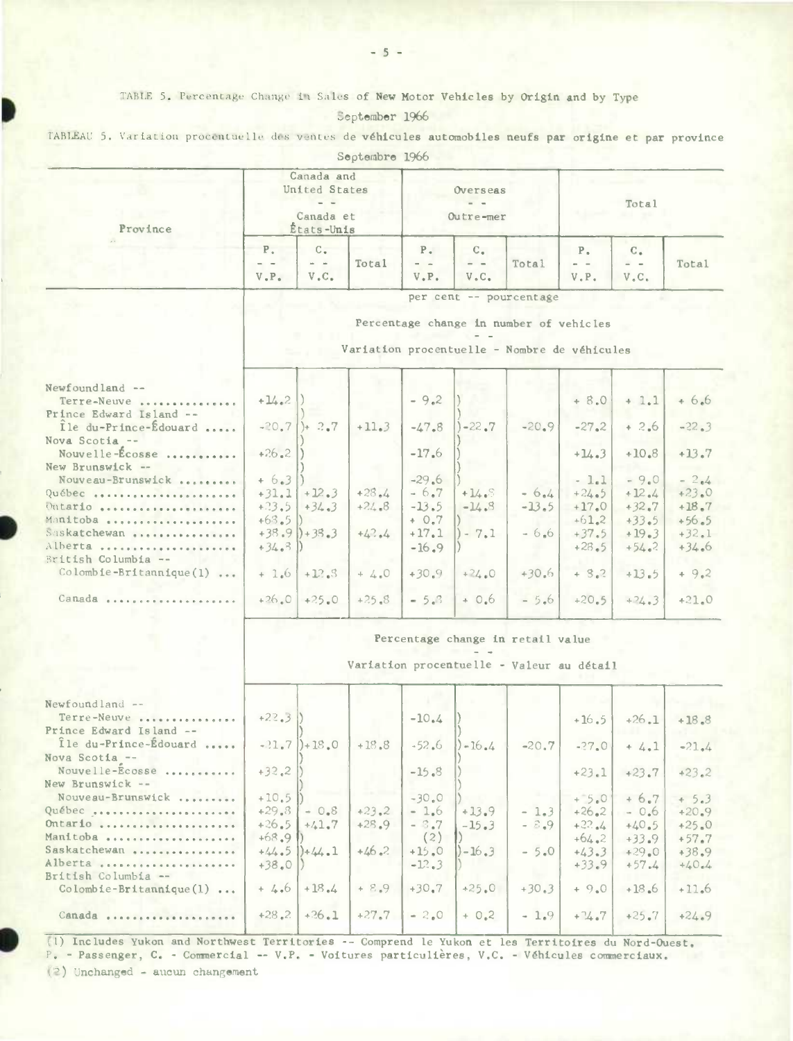TABLE 5. Percentage Change in Sales of New Motor Vehicles by Origin and by Type

September 1966

TABLEAU 5. Variation procentuelle des ventes de véhicules automobiles neufs par origine et par province

Septembre 1966

| Province | Canada and United States -- Canada et États-Unis | | | Overseas -- Outre-mer | | | Total | | |
|---|---|---|---|---|---|---|---|---|---|
| | P. -- V.P. | C. -- V.C. | Total | P. -- V.P. | C. -- V.C. | Total | P. -- V.P. | C. -- V.C. | Total |
| | per cent -- pourcentage | | | | | | | | |
| | Percentage change in number of vehicles -- Variation procentuelle - Nombre de véhicules | | | | | | | | |
| Newfoundland -- Terre-Neuve | +14.2 | | | - 9.2 | | | + 8.0 | + 1.1 | + 6.6 |
| Prince Edward Island -- Île du-Prince-Édouard | -20.7 | + 2.7 | +11.3 | -47.8 | -22.7 | -20.9 | -27.2 | + 2.6 | -22.3 |
| Nova Scotia -- Nouvelle-Écosse | +26.2 | | | -17.6 | | | +14.3 | +10.8 | +13.7 |
| New Brunswick -- Nouveau-Brunswick | + 6.3 | | | -29.6 | | | - 1.1 | - 9.0 | - 2.4 |
| Québec | +31.1 | +12.3 | +28.4 | - 6.7 | +14.9 | - 6.4 | +24.5 | +12.4 | +23.0 |
| Ontario | +23.5 | +34.3 | +24.8 | -13.5 | -14.8 | -13.5 | +17.0 | +32.7 | +18.7 |
| Manitoba | +68.5 | | | + 0.7 | | | +61.2 | +33.5 | +56.5 |
| Saskatchewan | +38.9 | +38.3 | +42.4 | +17.1 | - 7.1 | - 6.6 | +37.5 | +19.3 | +32.1 |
| Alberta | +34.8 | | | -16.9 | | | +28.5 | +54.2 | +34.6 |
| British Columbia -- Colombie-Britannique(1) | + 1.6 | +12.8 | + 4.0 | +30.9 | +24.0 | +30.6 | + 8.2 | +13.5 | + 9.2 |
| Canada | +26.0 | +25.0 | +25.8 | - 5.8 | + 0.6 | - 5.6 | +20.5 | +24.3 | +21.0 |
| | Percentage change in retail value -- Variation procentuelle - Valeur au détail | | | | | | | | |
| Newfoundland -- Terre-Neuve | +22.3 | | | -10.4 | | | +16.5 | +26.1 | +18.8 |
| Prince Edward Island -- Île du-Prince-Édouard | -21.7 | +18.0 | +18.8 | -52.6 | -16.4 | -20.7 | -27.0 | + 4.1 | -21.4 |
| Nova Scotia -- Nouvelle-Écosse | +32.2 | | | -15.8 | | | +23.1 | +23.7 | +23.2 |
| New Brunswick -- Nouveau-Brunswick | +10.5 | | | -30.0 | | | + 5.0 | + 6.7 | + 5.3 |
| Québec | +29.8 | - 0.8 | +23.2 | - 1.6 | +13.9 | - 1.3 | +26.2 | - 0.6 | +20.9 |
| Ontario | +26.5 | +41.7 | +28.9 | - 8.7 | -15.3 | - 8.9 | +22.4 | +40.5 | +25.0 |
| Manitoba | +68.9 | | | (2) | | | +64.2 | +33.9 | +57.7 |
| Saskatchewan | +44.5 | +44.1 | +46.2 | +15.0 | -16.3 | - 5.0 | +43.3 | +29.0 | +38.9 |
| Alberta | +38.0 | | | -12.3 | | | +33.9 | +57.4 | +40.4 |
| British Columbia -- Colombie-Britannique(1) | + 4.6 | +18.4 | + 8.9 | +30.7 | +25.0 | +30.3 | + 9.0 | +18.6 | +11.6 |
| Canada | +28.2 | +26.1 | +27.7 | - 2.0 | + 0.2 | - 1.9 | +24.7 | +25.7 | +24.9 |

(1) Includes Yukon and Northwest Territories -- Comprend le Yukon et les Territoires du Nord-Ouest.
P. - Passenger, C. - Commercial -- V.P. - Voitures particulières, V.C. - Véhicules commerciaux.
(2) Unchanged - aucun changement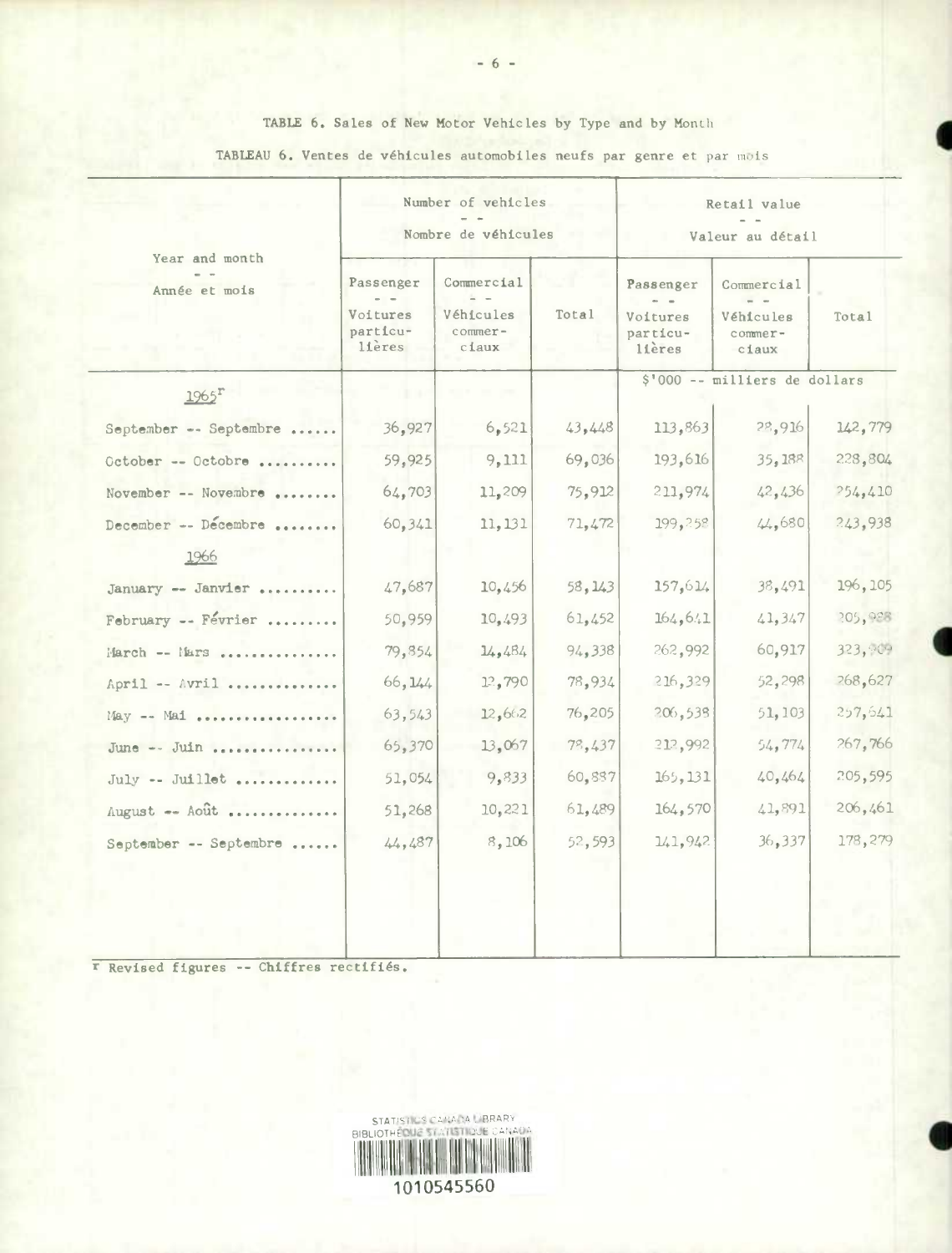TABLE 6. Sales of New Motor Vehicles by Type and by Month

TABLEAU 6. Ventes de véhicules automobiles neufs par genre et par mois

| Year and month -- Année et mois | Number of vehicles -- Nombre de véhicules | | | Retail value -- Valeur au détail | | |
|---|---|---|---|---|---|---|
| | Passenger -- Voitures particulières | Commercial -- Véhicules commerciaux | Total | Passenger -- Voitures particulières | Commercial -- Véhicules commerciaux | Total |
| | | | | $'000 -- milliers de dollars | | |
| 1965[r] | | | | | | |
| September -- Septembre | 36,927 | 6,521 | 43,448 | 113,863 | 28,916 | 142,779 |
| October -- Octobre | 59,925 | 9,111 | 69,036 | 193,616 | 35,188 | 228,804 |
| November -- Novembre | 64,703 | 11,209 | 75,912 | 211,974 | 42,436 | 254,410 |
| December -- Décembre | 60,341 | 11,131 | 71,472 | 199,258 | 44,680 | 243,938 |
| 1966 | | | | | | |
| January -- Janvier | 47,687 | 10,456 | 58,143 | 157,614 | 38,491 | 196,105 |
| February -- Février | 50,959 | 10,493 | 61,452 | 164,641 | 41,347 | 205,988 |
| March -- Mars | 79,854 | 14,484 | 94,338 | 262,992 | 60,917 | 323,909 |
| April -- Avril | 66,144 | 12,790 | 78,934 | 216,329 | 52,298 | 268,627 |
| May -- Mai | 63,543 | 12,662 | 76,205 | 206,538 | 51,103 | 257,641 |
| June -- Juin | 65,370 | 13,067 | 78,437 | 212,992 | 54,774 | 267,766 |
| July -- Juillet | 51,054 | 9,833 | 60,887 | 165,131 | 40,464 | 205,595 |
| August -- Août | 51,268 | 10,221 | 61,489 | 164,570 | 41,891 | 206,461 |
| September -- Septembre | 44,487 | 8,106 | 52,593 | 141,942 | 36,337 | 178,279 |

r Revised figures -- Chiffres rectifiés.

STATISTICS CANADA LIBRARY
BIBLIOTHÈQUE STATISTIQUE CANADA

1010545560